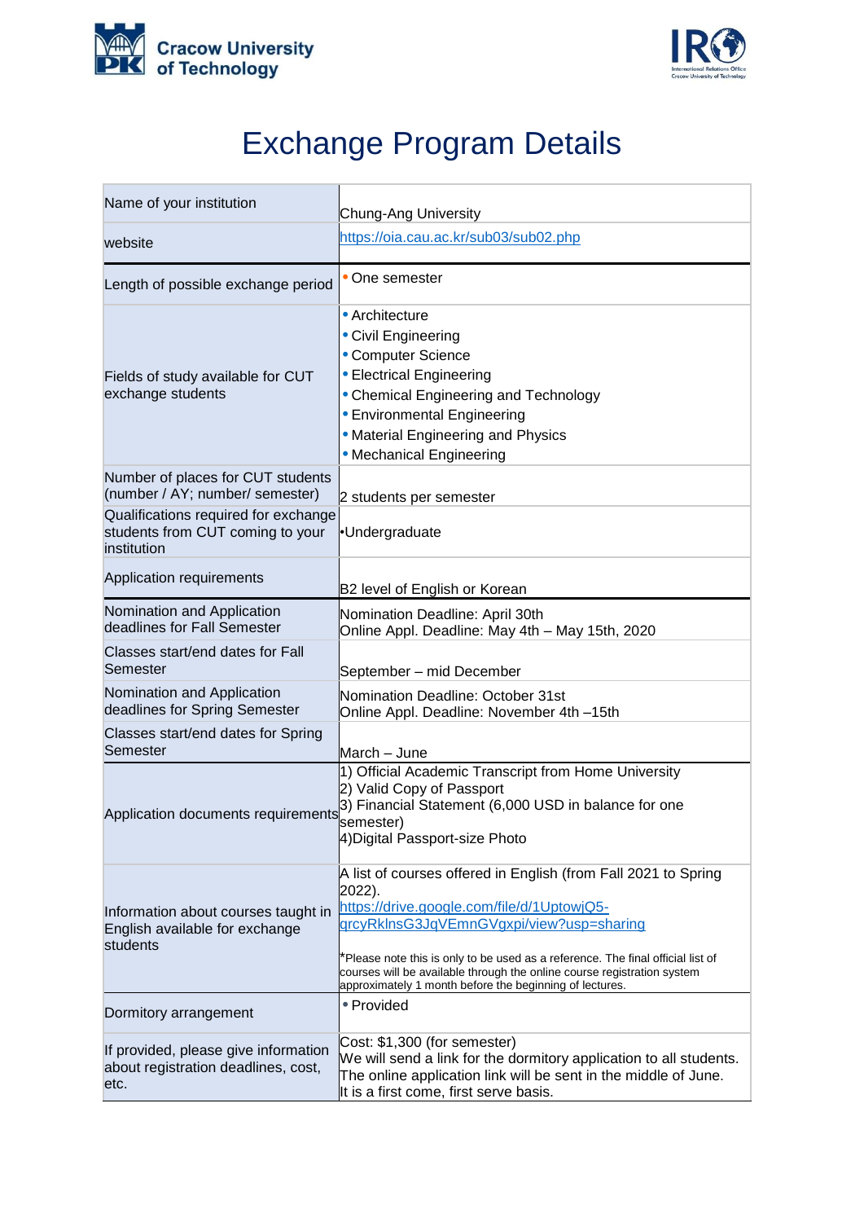Cracow University of Technology

# Exchange Program Details

| Name of your institution | Chung-Ang University |
|---|---|
| website | https://oia.cau.ac.kr/sub03/sub02.php |
| Length of possible exchange period | • One semester |
| Fields of study available for CUT exchange students | • Architecture<br>• Civil Engineering<br>• Computer Science<br>• Electrical Engineering<br>• Chemical Engineering and Technology<br>• Environmental Engineering<br>• Material Engineering and Physics<br>• Mechanical Engineering |
| Number of places for CUT students (number / AY; number/ semester) | 2 students per semester |
| Qualifications required for exchange students from CUT coming to your institution | •Undergraduate |
| Application requirements | B2 level of English or Korean |
| Nomination and Application deadlines for Fall Semester | Nomination Deadline: April 30th<br>Online Appl. Deadline: May 4th – May 15th, 2020 |
| Classes start/end dates for Fall Semester | September – mid December |
| Nomination and Application deadlines for Spring Semester | Nomination Deadline: October 31st<br>Online Appl. Deadline: November 4th –15th |
| Classes start/end dates for Spring Semester | March – June |
| Application documents requirements | 1) Official Academic Transcript from Home University<br>2) Valid Copy of Passport<br>3) Financial Statement (6,000 USD in balance for one semester)<br>4)Digital Passport-size Photo |
| Information about courses taught in English available for exchange students | A list of courses offered in English (from Fall 2021 to Spring 2022).<br>https://drive.google.com/file/d/1UptowjQ5-qrcyRklnsG3JqVEmnGVgxpi/view?usp=sharing<br><br>*Please note this is only to be used as a reference. The final official list of courses will be available through the online course registration system approximately 1 month before the beginning of lectures. |
| Dormitory arrangement | • Provided |
| If provided, please give information about registration deadlines, cost, etc. | Cost: $1,300 (for semester)<br>We will send a link for the dormitory application to all students.<br>The online application link will be sent in the middle of June.<br>It is a first come, first serve basis. |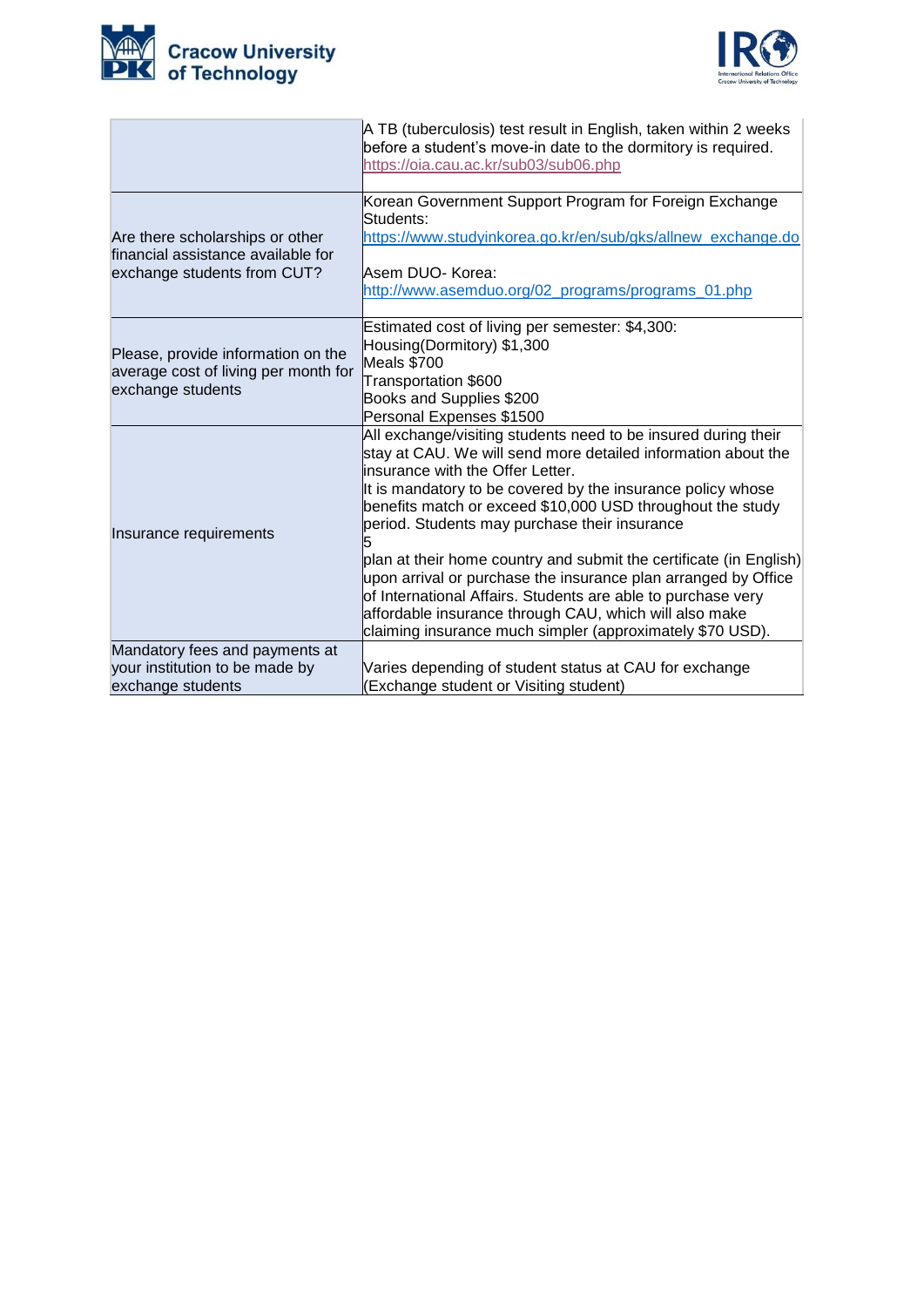| | |
|---|---|
| | A TB (tuberculosis) test result in English, taken within 2 weeks before a student's move-in date to the dormitory is required.<br>https://oia.cau.ac.kr/sub03/sub06.php |
| Are there scholarships or other financial assistance available for exchange students from CUT? | Korean Government Support Program for Foreign Exchange Students:<br>https://www.studyinkorea.go.kr/en/sub/gks/allnew_exchange.do<br><br>Asem DUO- Korea:<br>http://www.asemduo.org/02_programs/programs_01.php |
| Please, provide information on the average cost of living per month for exchange students | Estimated cost of living per semester: $4,300:<br>Housing(Dormitory) $1,300<br>Meals $700<br>Transportation $600<br>Books and Supplies $200<br>Personal Expenses $1500 |
| Insurance requirements | All exchange/visiting students need to be insured during their stay at CAU. We will send more detailed information about the insurance with the Offer Letter.<br>It is mandatory to be covered by the insurance policy whose benefits match or exceed $10,000 USD throughout the study period. Students may purchase their insurance<br>5<br>plan at their home country and submit the certificate (in English) upon arrival or purchase the insurance plan arranged by Office of International Affairs. Students are able to purchase very affordable insurance through CAU, which will also make claiming insurance much simpler (approximately $70 USD). |
| Mandatory fees and payments at your institution to be made by exchange students | Varies depending of student status at CAU for exchange (Exchange student or Visiting student) |